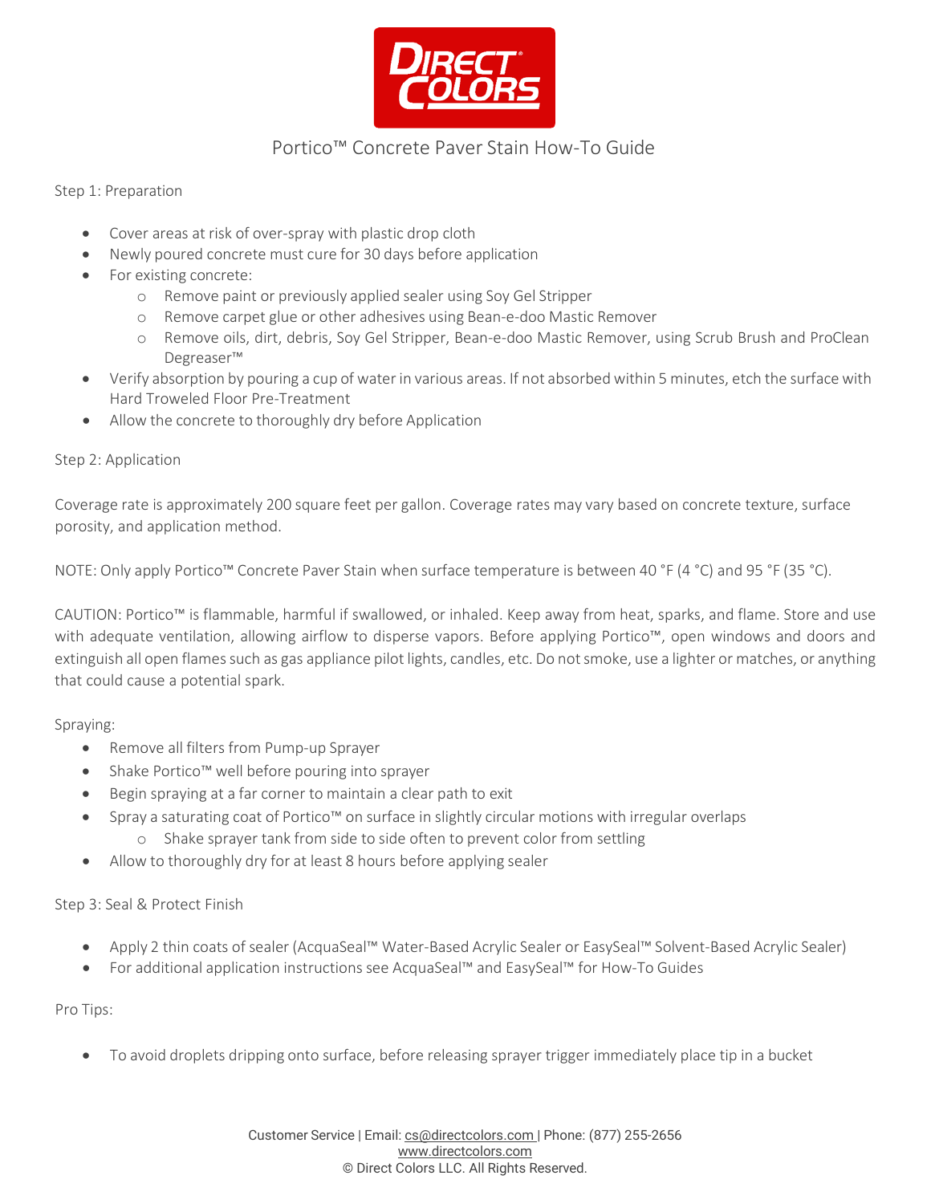DIRECT COLORS

# Portico™ Concrete Paver Stain How-To Guide

Step 1: Preparation

- Cover areas at risk of over-spray with plastic drop cloth
- Newly poured concrete must cure for 30 days before application
- For existing concrete:
  - Remove paint or previously applied sealer using Soy Gel Stripper
  - Remove carpet glue or other adhesives using Bean-e-doo Mastic Remover
  - Remove oils, dirt, debris, Soy Gel Stripper, Bean-e-doo Mastic Remover, using Scrub Brush and ProClean Degreaser™
- Verify absorption by pouring a cup of water in various areas. If not absorbed within 5 minutes, etch the surface with Hard Troweled Floor Pre-Treatment
- Allow the concrete to thoroughly dry before Application

Step 2: Application

Coverage rate is approximately 200 square feet per gallon. Coverage rates may vary based on concrete texture, surface porosity, and application method.

NOTE: Only apply Portico™ Concrete Paver Stain when surface temperature is between 40 °F (4 °C) and 95 °F (35 °C).

CAUTION: Portico™ is flammable, harmful if swallowed, or inhaled. Keep away from heat, sparks, and flame. Store and use with adequate ventilation, allowing airflow to disperse vapors. Before applying Portico™, open windows and doors and extinguish all open flames such as gas appliance pilot lights, candles, etc. Do not smoke, use a lighter or matches, or anything that could cause a potential spark.

Spraying:

- Remove all filters from Pump-up Sprayer
- Shake Portico™ well before pouring into sprayer
- Begin spraying at a far corner to maintain a clear path to exit
- Spray a saturating coat of Portico™ on surface in slightly circular motions with irregular overlaps
  - Shake sprayer tank from side to side often to prevent color from settling
- Allow to thoroughly dry for at least 8 hours before applying sealer

Step 3: Seal & Protect Finish

- Apply 2 thin coats of sealer (AcquaSeal™ Water-Based Acrylic Sealer or EasySeal™ Solvent-Based Acrylic Sealer)
- For additional application instructions see AcquaSeal™ and EasySeal™ for How-To Guides

Pro Tips:

- To avoid droplets dripping onto surface, before releasing sprayer trigger immediately place tip in a bucket

Customer Service | Email: cs@directcolors.com | Phone: (877) 255-2656
www.directcolors.com
© Direct Colors LLC. All Rights Reserved.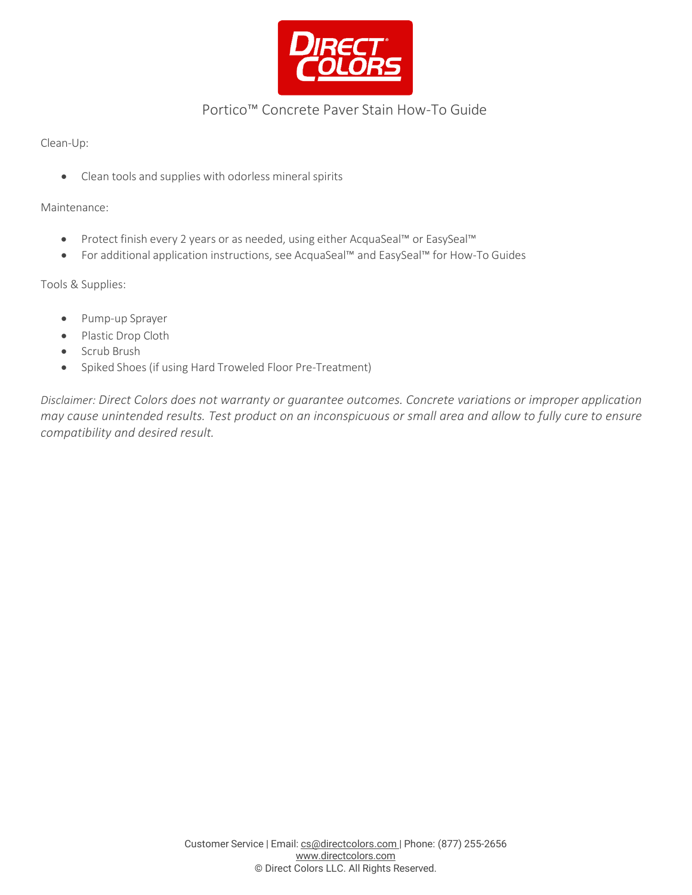Portico™ Concrete Paver Stain How-To Guide

Clean-Up:

- Clean tools and supplies with odorless mineral spirits

Maintenance:

- Protect finish every 2 years or as needed, using either AcquaSeal™ or EasySeal™
- For additional application instructions, see AcquaSeal™ and EasySeal™ for How-To Guides

Tools & Supplies:

- Pump-up Sprayer
- Plastic Drop Cloth
- Scrub Brush
- Spiked Shoes (if using Hard Troweled Floor Pre-Treatment)

*Disclaimer: Direct Colors does not warranty or guarantee outcomes. Concrete variations or improper application may cause unintended results. Test product on an inconspicuous or small area and allow to fully cure to ensure compatibility and desired result.*

Customer Service | Email: cs@directcolors.com | Phone: (877) 255-2656
www.directcolors.com
© Direct Colors LLC. All Rights Reserved.